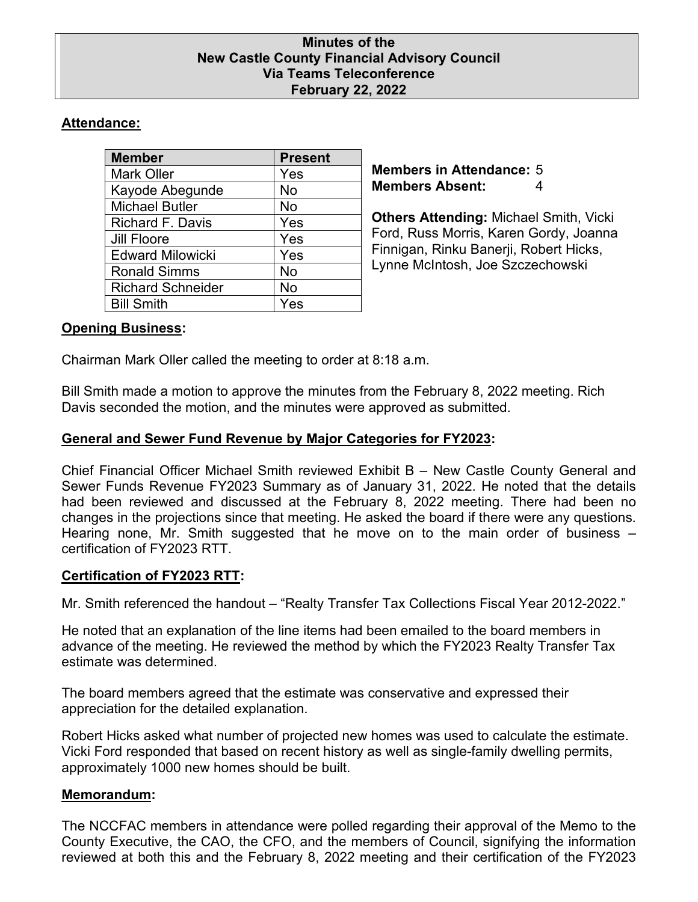# Minutes of the New Castle County Financial Advisory Council Via Teams Teleconference February 22, 2022

**Attendance:**

| Member | Present |
| --- | --- |
| Mark Oller | Yes |
| Kayode Abegunde | No |
| Michael Butler | No |
| Richard F. Davis | Yes |
| Jill Floore | Yes |
| Edward Milowicki | Yes |
| Ronald Simms | No |
| Richard Schneider | No |
| Bill Smith | Yes |

**Members in Attendance:** 5
**Members Absent:** 4

**Others Attending:** Michael Smith, Vicki Ford, Russ Morris, Karen Gordy, Joanna Finnigan, Rinku Banerji, Robert Hicks, Lynne McIntosh, Joe Szczechowski

**Opening Business:**

Chairman Mark Oller called the meeting to order at 8:18 a.m.

Bill Smith made a motion to approve the minutes from the February 8, 2022 meeting. Rich Davis seconded the motion, and the minutes were approved as submitted.

**General and Sewer Fund Revenue by Major Categories for FY2023:**

Chief Financial Officer Michael Smith reviewed Exhibit B – New Castle County General and Sewer Funds Revenue FY2023 Summary as of January 31, 2022. He noted that the details had been reviewed and discussed at the February 8, 2022 meeting. There had been no changes in the projections since that meeting. He asked the board if there were any questions. Hearing none, Mr. Smith suggested that he move on to the main order of business – certification of FY2023 RTT.

**Certification of FY2023 RTT:**

Mr. Smith referenced the handout – "Realty Transfer Tax Collections Fiscal Year 2012-2022."

He noted that an explanation of the line items had been emailed to the board members in advance of the meeting. He reviewed the method by which the FY2023 Realty Transfer Tax estimate was determined.

The board members agreed that the estimate was conservative and expressed their appreciation for the detailed explanation.

Robert Hicks asked what number of projected new homes was used to calculate the estimate. Vicki Ford responded that based on recent history as well as single-family dwelling permits, approximately 1000 new homes should be built.

**Memorandum:**

The NCCFAC members in attendance were polled regarding their approval of the Memo to the County Executive, the CAO, the CFO, and the members of Council, signifying the information reviewed at both this and the February 8, 2022 meeting and their certification of the FY2023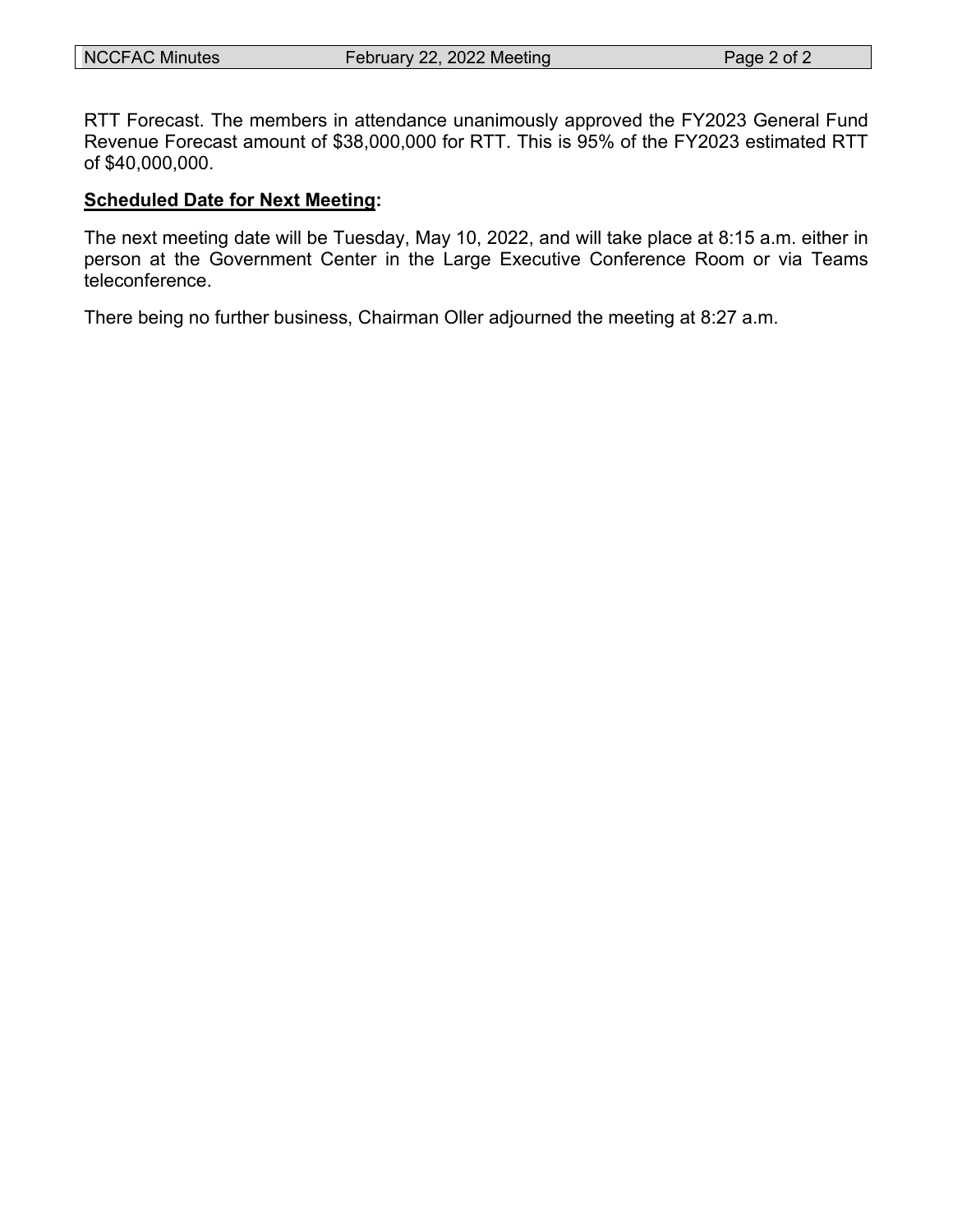RTT Forecast. The members in attendance unanimously approved the FY2023 General Fund Revenue Forecast amount of $38,000,000 for RTT. This is 95% of the FY2023 estimated RTT of $40,000,000.

**<u>Scheduled Date for Next Meeting</u>:**

The next meeting date will be Tuesday, May 10, 2022, and will take place at 8:15 a.m. either in person at the Government Center in the Large Executive Conference Room or via Teams teleconference.

There being no further business, Chairman Oller adjourned the meeting at 8:27 a.m.